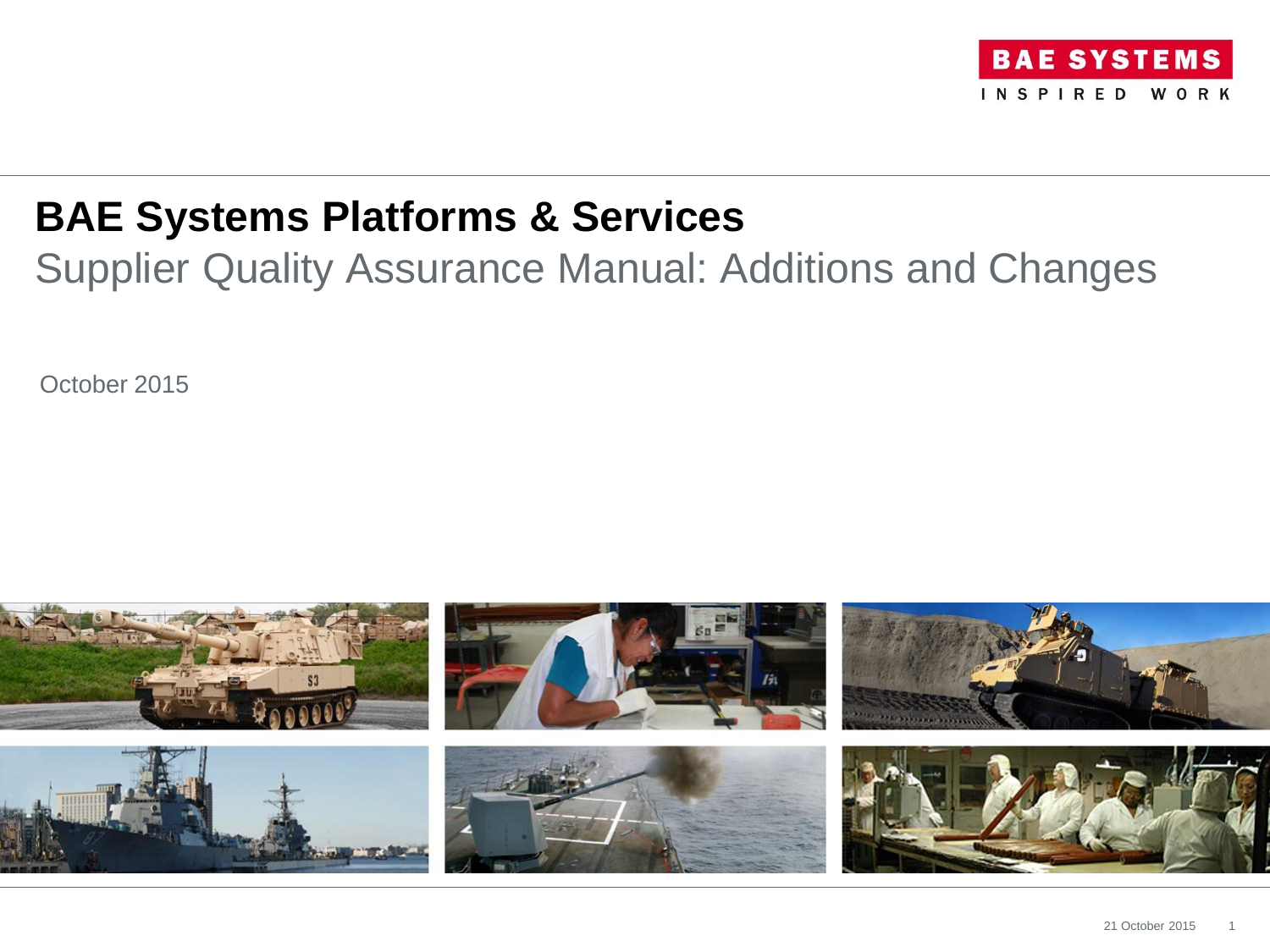BAE SYSTEMS

INSPIRED WORK

# BAE Systems Platforms & Services

## Supplier Quality Assurance Manual: Additions and Changes

October 2015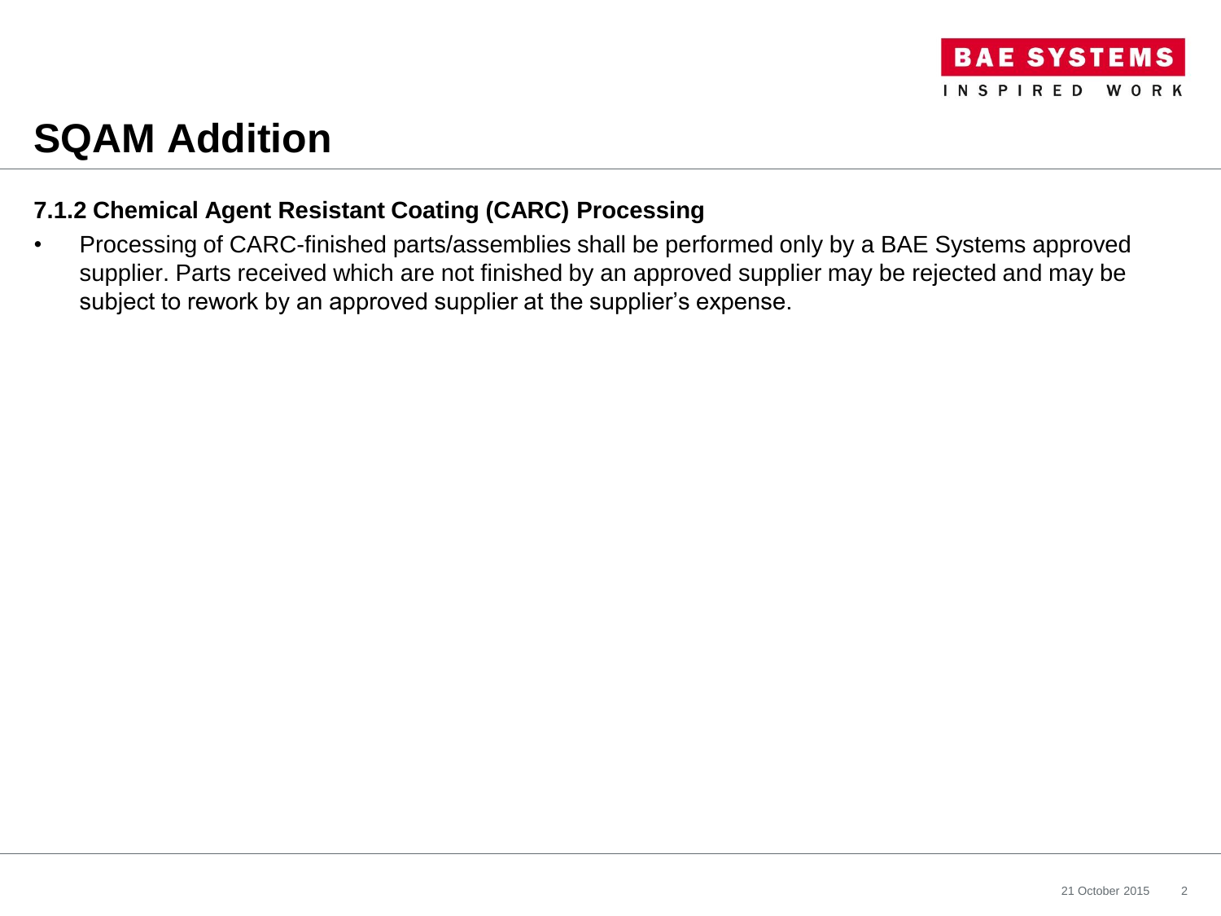# SQAM Addition

### 7.1.2 Chemical Agent Resistant Coating (CARC) Processing

- Processing of CARC-finished parts/assemblies shall be performed only by a BAE Systems approved supplier. Parts received which are not finished by an approved supplier may be rejected and may be subject to rework by an approved supplier at the supplier's expense.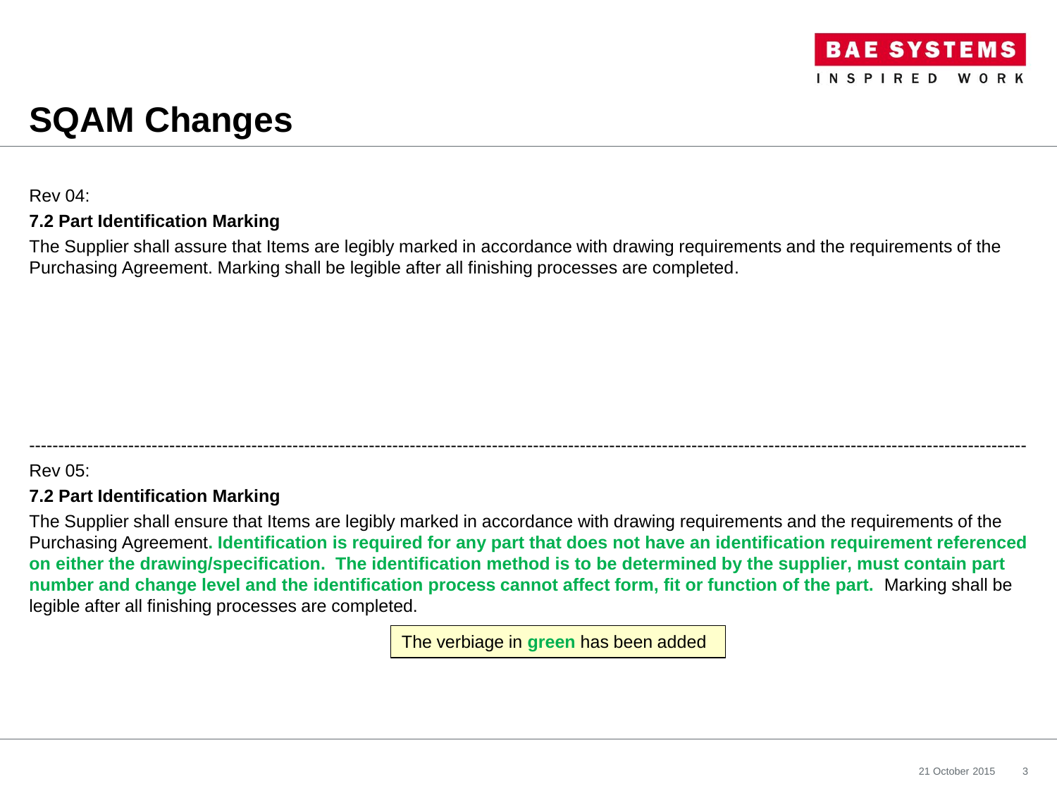# SQAM Changes

Rev 04:

**7.2 Part Identification Marking**

The Supplier shall assure that Items are legibly marked in accordance with drawing requirements and the requirements of the Purchasing Agreement. Marking shall be legible after all finishing processes are completed.

---

Rev 05:

**7.2 Part Identification Marking**

The Supplier shall ensure that Items are legibly marked in accordance with drawing requirements and the requirements of the Purchasing Agreement**. Identification is required for any part that does not have an identification requirement referenced on either the drawing/specification. The identification method is to be determined by the supplier, must contain part number and change level and the identification process cannot affect form, fit or function of the part.** Marking shall be legible after all finishing processes are completed.

The verbiage in **green** has been added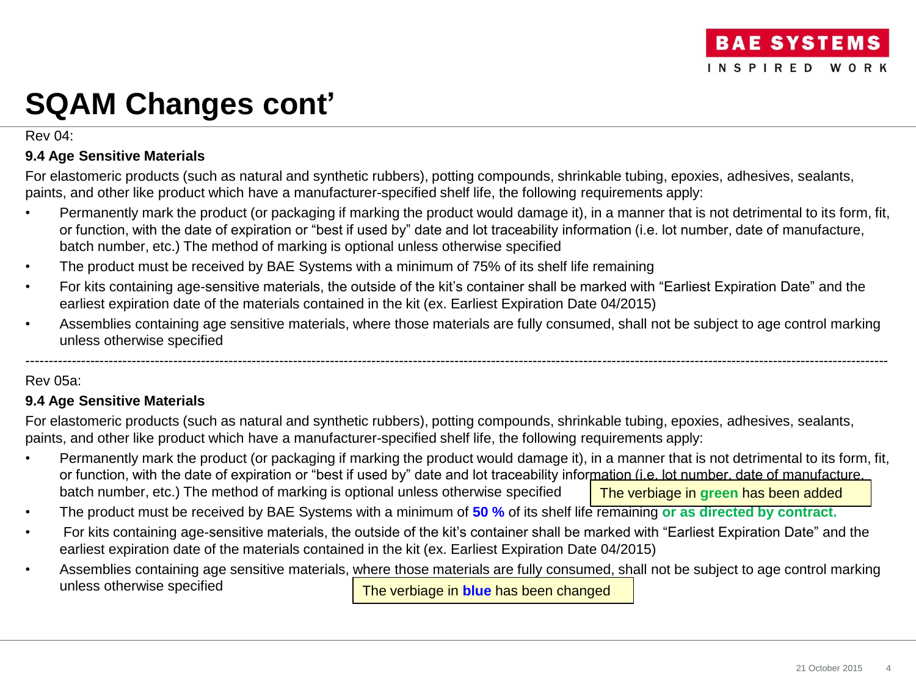# SQAM Changes cont'

Rev 04:

**9.4 Age Sensitive Materials**

For elastomeric products (such as natural and synthetic rubbers), potting compounds, shrinkable tubing, epoxies, adhesives, sealants, paints, and other like product which have a manufacturer-specified shelf life, the following requirements apply:

- Permanently mark the product (or packaging if marking the product would damage it), in a manner that is not detrimental to its form, fit, or function, with the date of expiration or "best if used by" date and lot traceability information (i.e. lot number, date of manufacture, batch number, etc.) The method of marking is optional unless otherwise specified
- The product must be received by BAE Systems with a minimum of 75% of its shelf life remaining
- For kits containing age-sensitive materials, the outside of the kit's container shall be marked with "Earliest Expiration Date" and the earliest expiration date of the materials contained in the kit (ex. Earliest Expiration Date 04/2015)
- Assemblies containing age sensitive materials, where those materials are fully consumed, shall not be subject to age control marking unless otherwise specified

---

Rev 05a:

**9.4 Age Sensitive Materials**

For elastomeric products (such as natural and synthetic rubbers), potting compounds, shrinkable tubing, epoxies, adhesives, sealants, paints, and other like product which have a manufacturer-specified shelf life, the following requirements apply:

- Permanently mark the product (or packaging if marking the product would damage it), in a manner that is not detrimental to its form, fit, or function, with the date of expiration or "best if used by" date and lot traceability information (i.e. lot number, date of manufacture, batch number, etc.) The method of marking is optional unless otherwise specified
- The product must be received by BAE Systems with a minimum of **50 %** of its shelf life remaining **or as directed by contract.**
- For kits containing age-sensitive materials, the outside of the kit's container shall be marked with "Earliest Expiration Date" and the earliest expiration date of the materials contained in the kit (ex. Earliest Expiration Date 04/2015)
- Assemblies containing age sensitive materials, where those materials are fully consumed, shall not be subject to age control marking unless otherwise specified

The verbiage in **green** has been added

The verbiage in **blue** has been changed